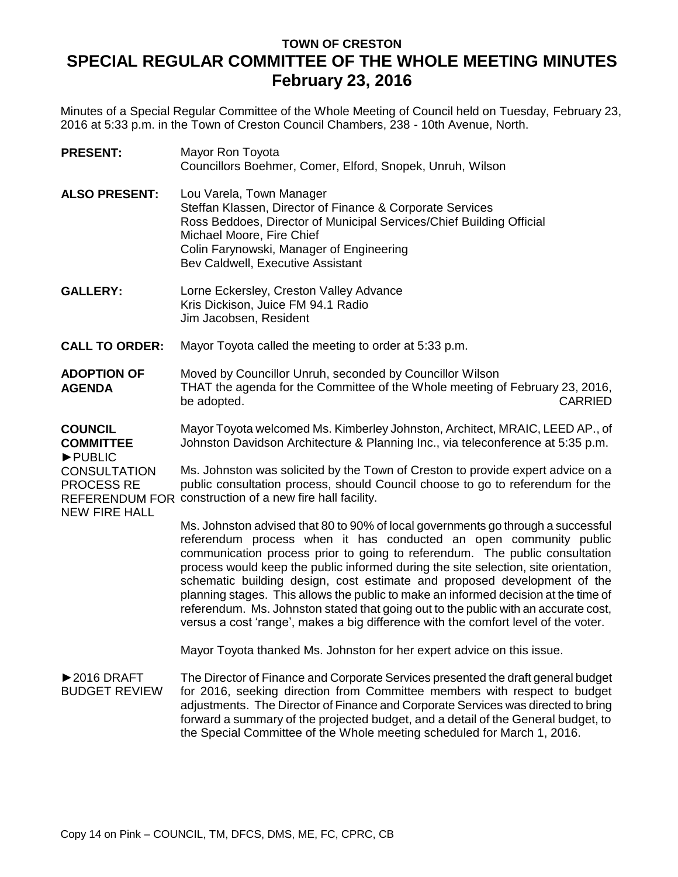# TOWN OF CRESTON

# SPECIAL REGULAR COMMITTEE OF THE WHOLE MEETING MINUTES

## February 23, 2016

Minutes of a Special Regular Committee of the Whole Meeting of Council held on Tuesday, February 23, 2016 at 5:33 p.m. in the Town of Creston Council Chambers, 238 - 10th Avenue, North.

**PRESENT:** Mayor Ron Toyota
Councillors Boehmer, Comer, Elford, Snopek, Unruh, Wilson

**ALSO PRESENT:** Lou Varela, Town Manager
Steffan Klassen, Director of Finance & Corporate Services
Ross Beddoes, Director of Municipal Services/Chief Building Official
Michael Moore, Fire Chief
Colin Farynowski, Manager of Engineering
Bev Caldwell, Executive Assistant

**GALLERY:** Lorne Eckersley, Creston Valley Advance
Kris Dickison, Juice FM 94.1 Radio
Jim Jacobsen, Resident

**CALL TO ORDER:** Mayor Toyota called the meeting to order at 5:33 p.m.

**ADOPTION OF AGENDA**

Moved by Councillor Unruh, seconded by Councillor Wilson
THAT the agenda for the Committee of the Whole meeting of February 23, 2016, be adopted. CARRIED

**COUNCIL COMMITTEE**

►PUBLIC CONSULTATION PROCESS RE REFERENDUM FOR NEW FIRE HALL

Mayor Toyota welcomed Ms. Kimberley Johnston, Architect, MRAIC, LEED AP., of Johnston Davidson Architecture & Planning Inc., via teleconference at 5:35 p.m.

Ms. Johnston was solicited by the Town of Creston to provide expert advice on a public consultation process, should Council choose to go to referendum for the construction of a new fire hall facility.

Ms. Johnston advised that 80 to 90% of local governments go through a successful referendum process when it has conducted an open community public communication process prior to going to referendum. The public consultation process would keep the public informed during the site selection, site orientation, schematic building design, cost estimate and proposed development of the planning stages. This allows the public to make an informed decision at the time of referendum. Ms. Johnston stated that going out to the public with an accurate cost, versus a cost 'range', makes a big difference with the comfort level of the voter.

Mayor Toyota thanked Ms. Johnston for her expert advice on this issue.

►2016 DRAFT BUDGET REVIEW

The Director of Finance and Corporate Services presented the draft general budget for 2016, seeking direction from Committee members with respect to budget adjustments. The Director of Finance and Corporate Services was directed to bring forward a summary of the projected budget, and a detail of the General budget, to the Special Committee of the Whole meeting scheduled for March 1, 2016.

Copy 14 on Pink – COUNCIL, TM, DFCS, DMS, ME, FC, CPRC, CB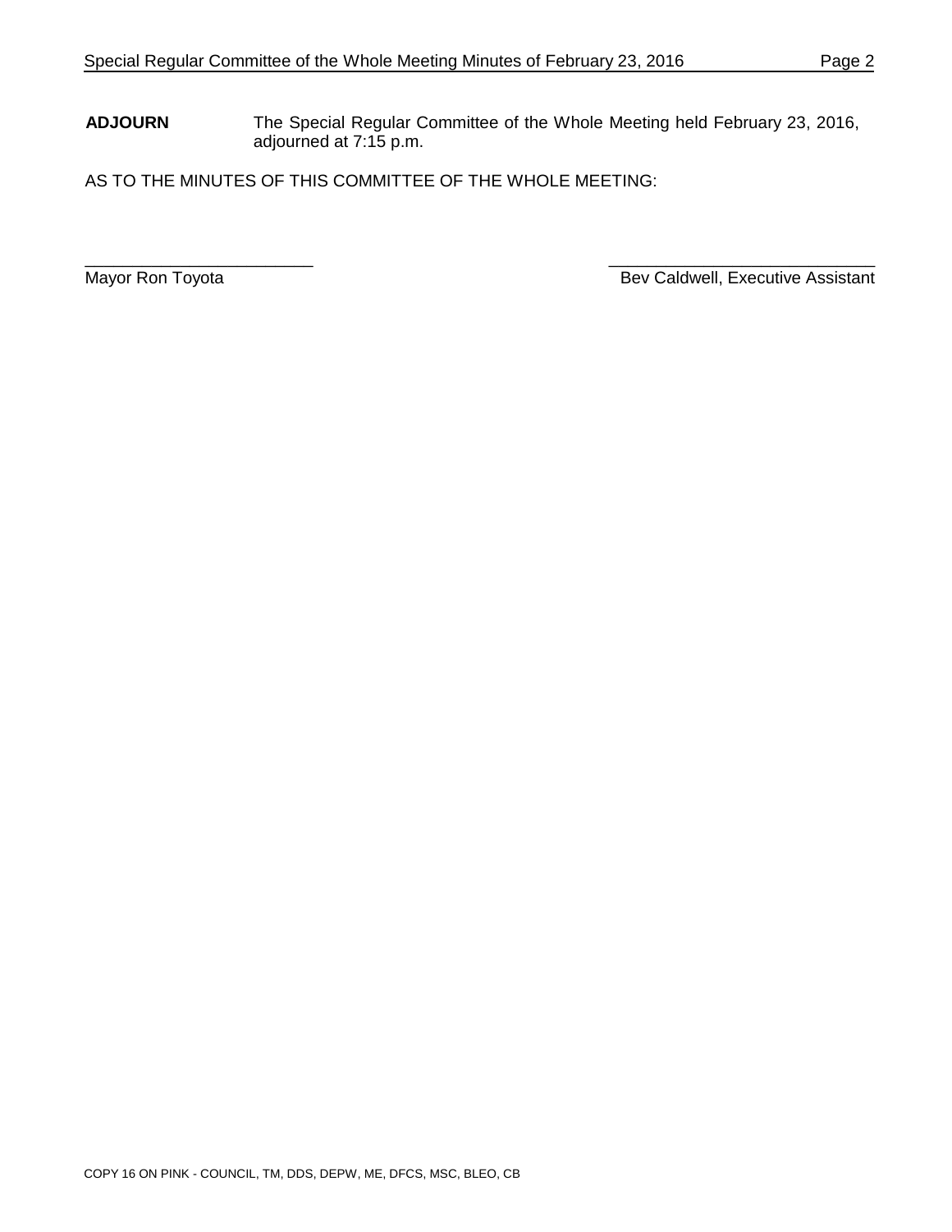**ADJOURN** The Special Regular Committee of the Whole Meeting held February 23, 2016, adjourned at 7:15 p.m.

AS TO THE MINUTES OF THIS COMMITTEE OF THE WHOLE MEETING:

\_\_\_\_\_\_\_\_\_\_\_\_\_\_\_\_\_\_\_\_\_\_\_\_\_\_
Mayor Ron Toyota

\_\_\_\_\_\_\_\_\_\_\_\_\_\_\_\_\_\_\_\_\_\_\_\_\_\_
Bev Caldwell, Executive Assistant

COPY 16 ON PINK - COUNCIL, TM, DDS, DEPW, ME, DFCS, MSC, BLEO, CB